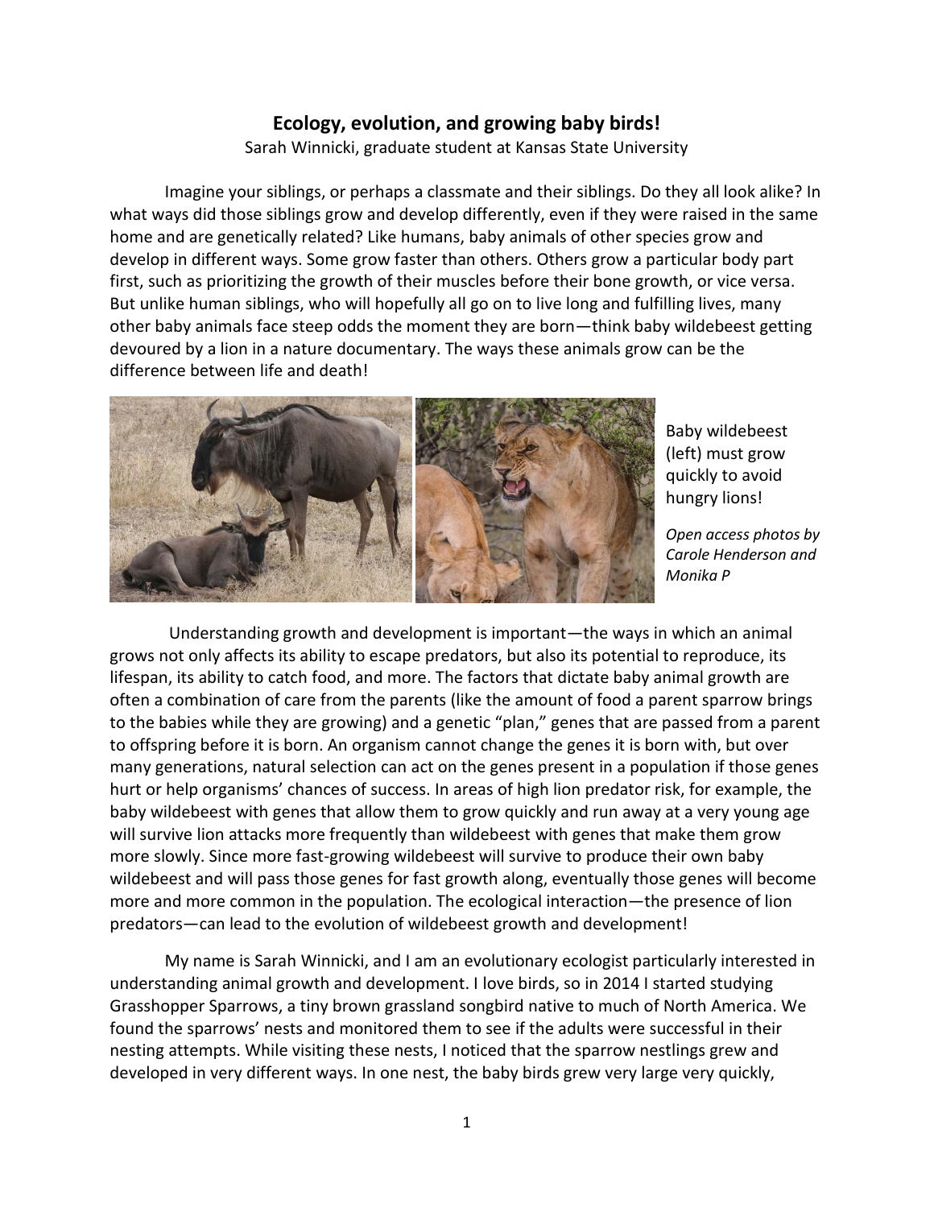# Ecology, evolution, and growing baby birds!

Sarah Winnicki, graduate student at Kansas State University

Imagine your siblings, or perhaps a classmate and their siblings. Do they all look alike? In what ways did those siblings grow and develop differently, even if they were raised in the same home and are genetically related? Like humans, baby animals of other species grow and develop in different ways. Some grow faster than others. Others grow a particular body part first, such as prioritizing the growth of their muscles before their bone growth, or vice versa. But unlike human siblings, who will hopefully all go on to live long and fulfilling lives, many other baby animals face steep odds the moment they are born—think baby wildebeest getting devoured by a lion in a nature documentary. The ways these animals grow can be the difference between life and death!

Baby wildebeest (left) must grow quickly to avoid hungry lions!

*Open access photos by Carole Henderson and Monika P*

Understanding growth and development is important—the ways in which an animal grows not only affects its ability to escape predators, but also its potential to reproduce, its lifespan, its ability to catch food, and more. The factors that dictate baby animal growth are often a combination of care from the parents (like the amount of food a parent sparrow brings to the babies while they are growing) and a genetic "plan," genes that are passed from a parent to offspring before it is born. An organism cannot change the genes it is born with, but over many generations, natural selection can act on the genes present in a population if those genes hurt or help organisms' chances of success. In areas of high lion predator risk, for example, the baby wildebeest with genes that allow them to grow quickly and run away at a very young age will survive lion attacks more frequently than wildebeest with genes that make them grow more slowly. Since more fast-growing wildebeest will survive to produce their own baby wildebeest and will pass those genes for fast growth along, eventually those genes will become more and more common in the population. The ecological interaction—the presence of lion predators—can lead to the evolution of wildebeest growth and development!

My name is Sarah Winnicki, and I am an evolutionary ecologist particularly interested in understanding animal growth and development. I love birds, so in 2014 I started studying Grasshopper Sparrows, a tiny brown grassland songbird native to much of North America. We found the sparrows' nests and monitored them to see if the adults were successful in their nesting attempts. While visiting these nests, I noticed that the sparrow nestlings grew and developed in very different ways. In one nest, the baby birds grew very large very quickly,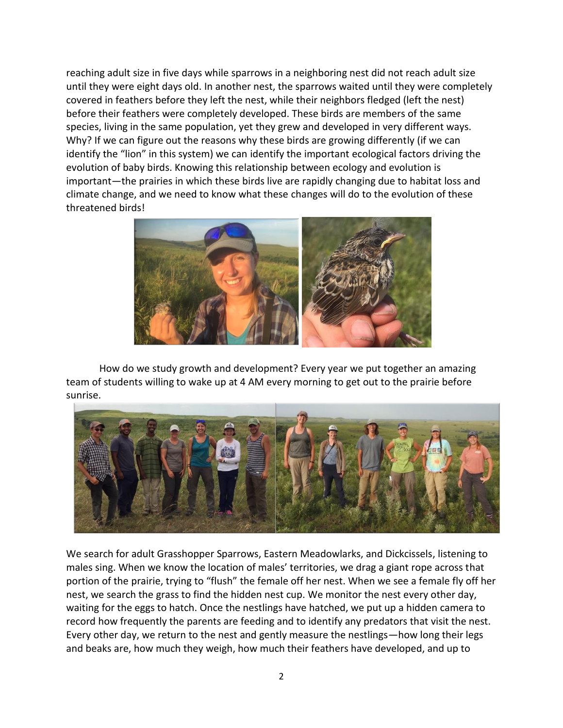reaching adult size in five days while sparrows in a neighboring nest did not reach adult size until they were eight days old. In another nest, the sparrows waited until they were completely covered in feathers before they left the nest, while their neighbors fledged (left the nest) before their feathers were completely developed. These birds are members of the same species, living in the same population, yet they grew and developed in very different ways. Why? If we can figure out the reasons why these birds are growing differently (if we can identify the "lion" in this system) we can identify the important ecological factors driving the evolution of baby birds. Knowing this relationship between ecology and evolution is important—the prairies in which these birds live are rapidly changing due to habitat loss and climate change, and we need to know what these changes will do to the evolution of these threatened birds!

How do we study growth and development? Every year we put together an amazing team of students willing to wake up at 4 AM every morning to get out to the prairie before sunrise.

We search for adult Grasshopper Sparrows, Eastern Meadowlarks, and Dickcissels, listening to males sing. When we know the location of males' territories, we drag a giant rope across that portion of the prairie, trying to "flush" the female off her nest. When we see a female fly off her nest, we search the grass to find the hidden nest cup. We monitor the nest every other day, waiting for the eggs to hatch. Once the nestlings have hatched, we put up a hidden camera to record how frequently the parents are feeding and to identify any predators that visit the nest. Every other day, we return to the nest and gently measure the nestlings—how long their legs and beaks are, how much they weigh, how much their feathers have developed, and up to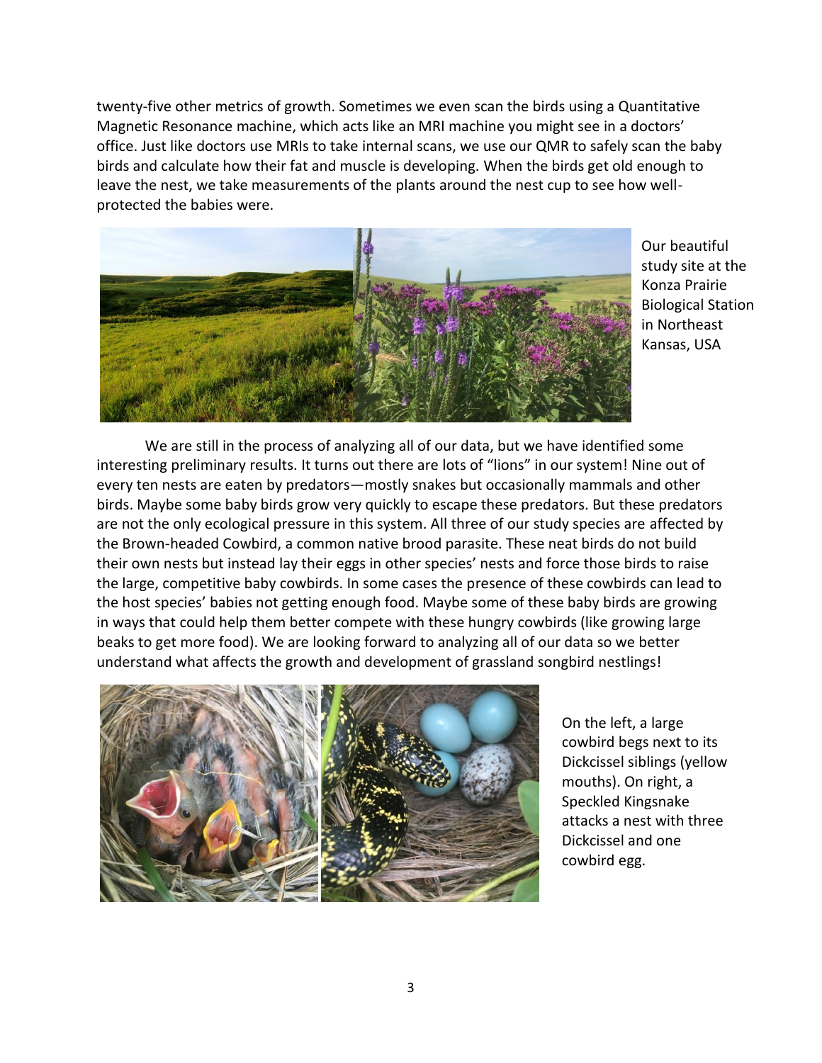twenty-five other metrics of growth. Sometimes we even scan the birds using a Quantitative Magnetic Resonance machine, which acts like an MRI machine you might see in a doctors' office. Just like doctors use MRIs to take internal scans, we use our QMR to safely scan the baby birds and calculate how their fat and muscle is developing. When the birds get old enough to leave the nest, we take measurements of the plants around the nest cup to see how well-protected the babies were.

Our beautiful study site at the Konza Prairie Biological Station in Northeast Kansas, USA

We are still in the process of analyzing all of our data, but we have identified some interesting preliminary results. It turns out there are lots of "lions" in our system! Nine out of every ten nests are eaten by predators—mostly snakes but occasionally mammals and other birds. Maybe some baby birds grow very quickly to escape these predators. But these predators are not the only ecological pressure in this system. All three of our study species are affected by the Brown-headed Cowbird, a common native brood parasite. These neat birds do not build their own nests but instead lay their eggs in other species' nests and force those birds to raise the large, competitive baby cowbirds. In some cases the presence of these cowbirds can lead to the host species' babies not getting enough food. Maybe some of these baby birds are growing in ways that could help them better compete with these hungry cowbirds (like growing large beaks to get more food). We are looking forward to analyzing all of our data so we better understand what affects the growth and development of grassland songbird nestlings!

On the left, a large cowbird begs next to its Dickcissel siblings (yellow mouths). On right, a Speckled Kingsnake attacks a nest with three Dickcissel and one cowbird egg.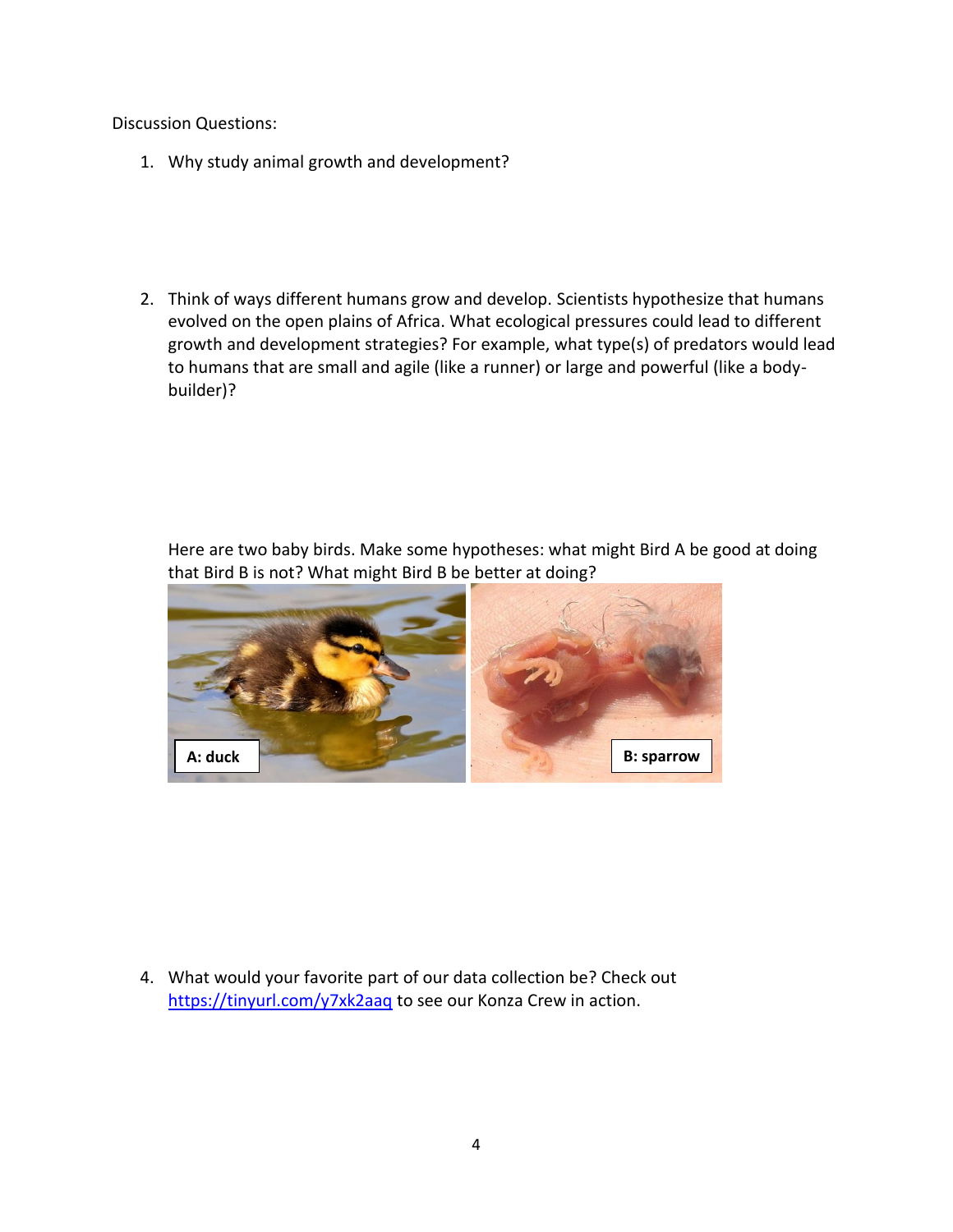Discussion Questions:

1. Why study animal growth and development?

2. Think of ways different humans grow and develop. Scientists hypothesize that humans evolved on the open plains of Africa. What ecological pressures could lead to different growth and development strategies? For example, what type(s) of predators would lead to humans that are small and agile (like a runner) or large and powerful (like a body-builder)?

Here are two baby birds. Make some hypotheses: what might Bird A be good at doing that Bird B is not? What might Bird B be better at doing?

A: duck

B: sparrow

4. What would your favorite part of our data collection be? Check out https://tinyurl.com/y7xk2aaq to see our Konza Crew in action.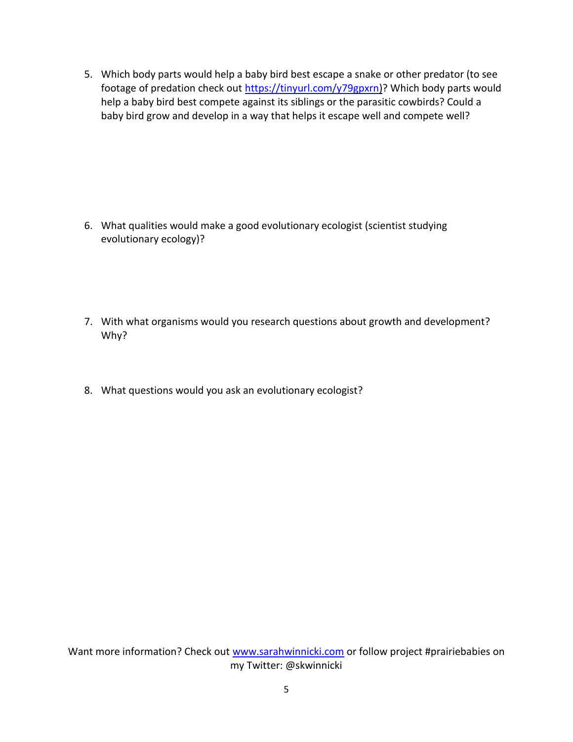5. Which body parts would help a baby bird best escape a snake or other predator (to see footage of predation check out [https://tinyurl.com/y79gpxrn](https://tinyurl.com/y79gpxrn))? Which body parts would help a baby bird best compete against its siblings or the parasitic cowbirds? Could a baby bird grow and develop in a way that helps it escape well and compete well?

6. What qualities would make a good evolutionary ecologist (scientist studying evolutionary ecology)?

7. With what organisms would you research questions about growth and development? Why?

8. What questions would you ask an evolutionary ecologist?

Want more information? Check out [www.sarahwinnicki.com](www.sarahwinnicki.com) or follow project #prairiebabies on my Twitter: @skwinnicki